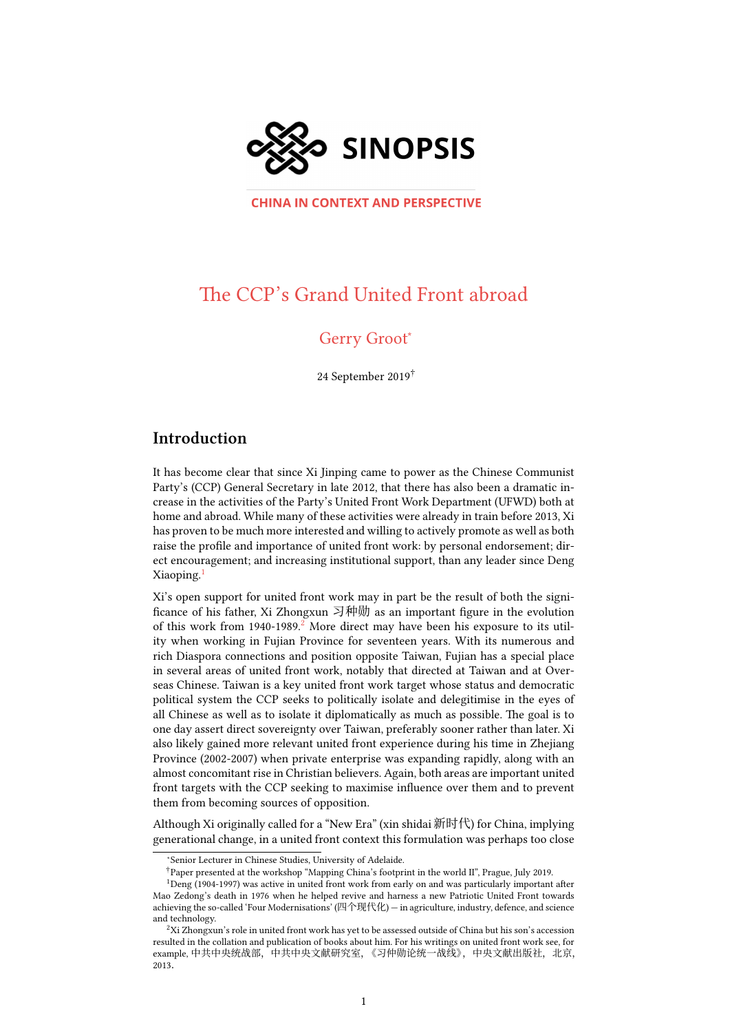SINOPSIS

CHINA IN CONTEXT AND PERSPECTIVE

# The CCP's Grand United Front abroad

Gerry Groot[*]

24 September 2019[†]

## Introduction

It has become clear that since Xi Jinping came to power as the Chinese Communist Party's (CCP) General Secretary in late 2012, that there has also been a dramatic increase in the activities of the Party's United Front Work Department (UFWD) both at home and abroad. While many of these activities were already in train before 2013, Xi has proven to be much more interested and willing to actively promote as well as both raise the profile and importance of united front work: by personal endorsement; direct encouragement; and increasing institutional support, than any leader since Deng Xiaoping.[1]

Xi's open support for united front work may in part be the result of both the significance of his father, Xi Zhongxun 习仲勋 as an important figure in the evolution of this work from 1940-1989.[2] More direct may have been his exposure to its utility when working in Fujian Province for seventeen years. With its numerous and rich Diaspora connections and position opposite Taiwan, Fujian has a special place in several areas of united front work, notably that directed at Taiwan and at Overseas Chinese. Taiwan is a key united front work target whose status and democratic political system the CCP seeks to politically isolate and delegitimise in the eyes of all Chinese as well as to isolate it diplomatically as much as possible. The goal is to one day assert direct sovereignty over Taiwan, preferably sooner rather than later. Xi also likely gained more relevant united front experience during his time in Zhejiang Province (2002-2007) when private enterprise was expanding rapidly, along with an almost concomitant rise in Christian believers. Again, both areas are important united front targets with the CCP seeking to maximise influence over them and to prevent them from becoming sources of opposition.

Although Xi originally called for a "New Era" (xin shidai 新时代) for China, implying generational change, in a united front context this formulation was perhaps too close

---

[*] Senior Lecturer in Chinese Studies, University of Adelaide.

[†] Paper presented at the workshop "Mapping China's footprint in the world II", Prague, July 2019.

[1] Deng (1904-1997) was active in united front work from early on and was particularly important after Mao Zedong's death in 1976 when he helped revive and harness a new Patriotic United Front towards achieving the so-called 'Four Modernisations' (四个现代化) — in agriculture, industry, defence, and science and technology.

[2] Xi Zhongxun's role in united front work has yet to be assessed outside of China but his son's accession resulted in the collation and publication of books about him. For his writings on united front work see, for example, 中共中央统战部，中共中央文献研究室，《习仲勋论统一战线》，中央文献出版社，北京，2013.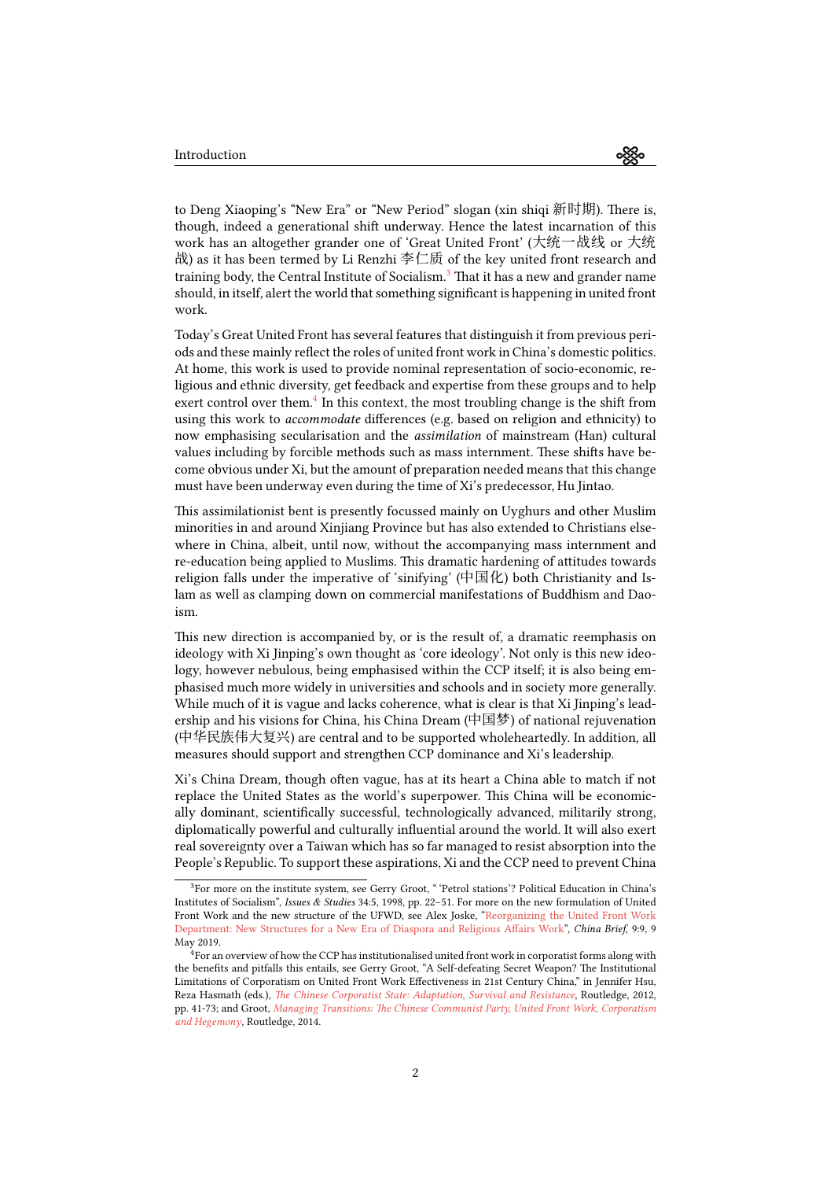to Deng Xiaoping's "New Era" or "New Period" slogan (xin shiqi 新时期). There is, though, indeed a generational shift underway. Hence the latest incarnation of this work has an altogether grander one of 'Great United Front' (大统一战线 or 大统战) as it has been termed by Li Renzhi 李仁质 of the key united front research and training body, the Central Institute of Socialism.[3] That it has a new and grander name should, in itself, alert the world that something significant is happening in united front work.

Today's Great United Front has several features that distinguish it from previous periods and these mainly reflect the roles of united front work in China's domestic politics. At home, this work is used to provide nominal representation of socio-economic, religious and ethnic diversity, get feedback and expertise from these groups and to help exert control over them.[4] In this context, the most troubling change is the shift from using this work to *accommodate* differences (e.g. based on religion and ethnicity) to now emphasising secularisation and the *assimilation* of mainstream (Han) cultural values including by forcible methods such as mass internment. These shifts have become obvious under Xi, but the amount of preparation needed means that this change must have been underway even during the time of Xi's predecessor, Hu Jintao.

This assimilationist bent is presently focussed mainly on Uyghurs and other Muslim minorities in and around Xinjiang Province but has also extended to Christians elsewhere in China, albeit, until now, without the accompanying mass internment and re-education being applied to Muslims. This dramatic hardening of attitudes towards religion falls under the imperative of 'sinifying' (中国化) both Christianity and Islam as well as clamping down on commercial manifestations of Buddhism and Daoism.

This new direction is accompanied by, or is the result of, a dramatic reemphasis on ideology with Xi Jinping's own thought as 'core ideology'. Not only is this new ideology, however nebulous, being emphasised within the CCP itself; it is also being emphasised much more widely in universities and schools and in society more generally. While much of it is vague and lacks coherence, what is clear is that Xi Jinping's leadership and his visions for China, his China Dream (中国梦) of national rejuvenation (中华民族伟大复兴) are central and to be supported wholeheartedly. In addition, all measures should support and strengthen CCP dominance and Xi's leadership.

Xi's China Dream, though often vague, has at its heart a China able to match if not replace the United States as the world's superpower. This China will be economically dominant, scientifically successful, technologically advanced, militarily strong, diplomatically powerful and culturally influential around the world. It will also exert real sovereignty over a Taiwan which has so far managed to resist absorption into the People's Republic. To support these aspirations, Xi and the CCP need to prevent China

---

[3] For more on the institute system, see Gerry Groot, " 'Petrol stations'? Political Education in China's Institutes of Socialism", *Issues & Studies* 34:5, 1998, pp. 22–51. For more on the new formulation of United Front Work and the new structure of the UFWD, see Alex Joske, "Reorganizing the United Front Work Department: New Structures for a New Era of Diaspora and Religious Affairs Work", *China Brief,* 9:9, 9 May 2019.

[4] For an overview of how the CCP has institutionalised united front work in corporatist forms along with the benefits and pitfalls this entails, see Gerry Groot, "A Self-defeating Secret Weapon? The Institutional Limitations of Corporatism on United Front Work Effectiveness in 21st Century China," in Jennifer Hsu, Reza Hasmath (eds.), *The Chinese Corporatist State: Adaptation, Survival and Resistance*, Routledge, 2012, pp. 41-73; and Groot, *Managing Transitions: The Chinese Communist Party, United Front Work, Corporatism and Hegemony*, Routledge, 2014.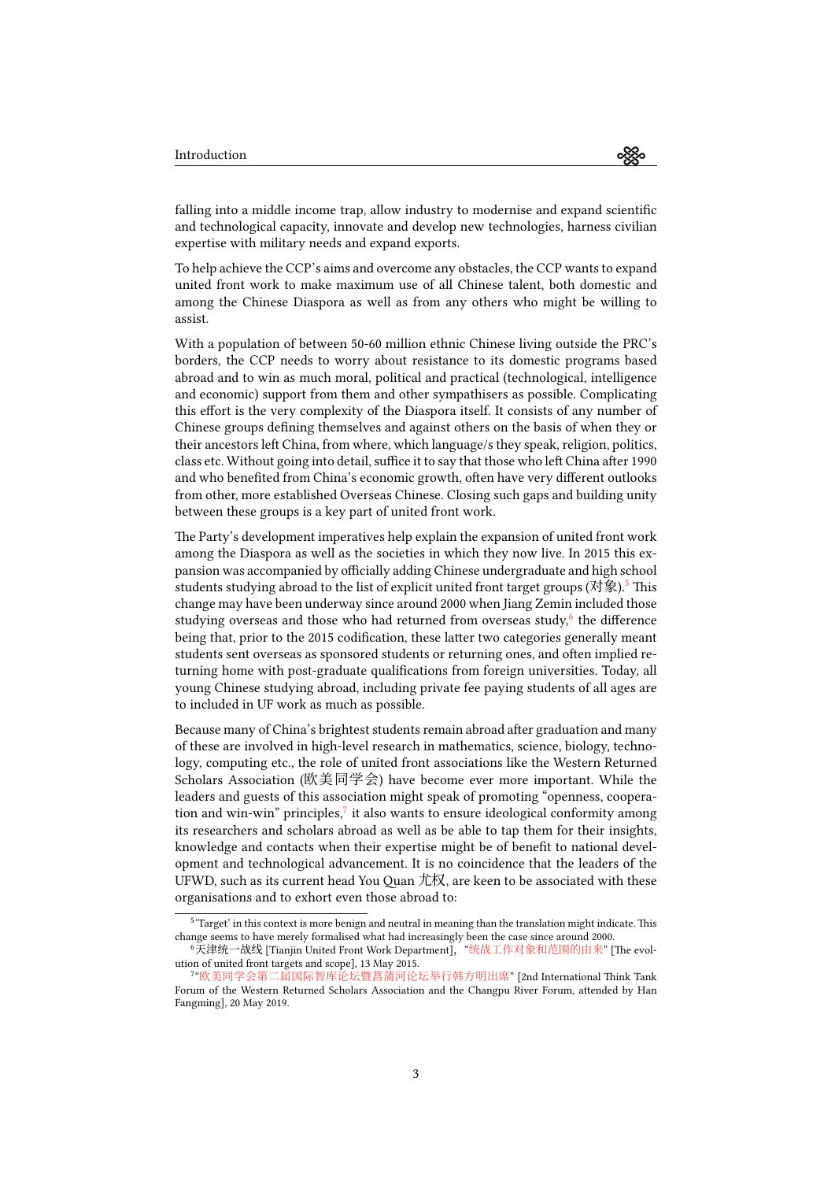falling into a middle income trap, allow industry to modernise and expand scientific and technological capacity, innovate and develop new technologies, harness civilian expertise with military needs and expand exports.

To help achieve the CCP's aims and overcome any obstacles, the CCP wants to expand united front work to make maximum use of all Chinese talent, both domestic and among the Chinese Diaspora as well as from any others who might be willing to assist.

With a population of between 50-60 million ethnic Chinese living outside the PRC's borders, the CCP needs to worry about resistance to its domestic programs based abroad and to win as much moral, political and practical (technological, intelligence and economic) support from them and other sympathisers as possible. Complicating this effort is the very complexity of the Diaspora itself. It consists of any number of Chinese groups defining themselves and against others on the basis of when they or their ancestors left China, from where, which language/s they speak, religion, politics, class etc. Without going into detail, suffice it to say that those who left China after 1990 and who benefited from China's economic growth, often have very different outlooks from other, more established Overseas Chinese. Closing such gaps and building unity between these groups is a key part of united front work.

The Party's development imperatives help explain the expansion of united front work among the Diaspora as well as the societies in which they now live. In 2015 this expansion was accompanied by officially adding Chinese undergraduate and high school students studying abroad to the list of explicit united front target groups (对象).[5] This change may have been underway since around 2000 when Jiang Zemin included those studying overseas and those who had returned from overseas study,[6] the difference being that, prior to the 2015 codification, these latter two categories generally meant students sent overseas as sponsored students or returning ones, and often implied returning home with post-graduate qualifications from foreign universities. Today, all young Chinese studying abroad, including private fee paying students of all ages are to included in UF work as much as possible.

Because many of China's brightest students remain abroad after graduation and many of these are involved in high-level research in mathematics, science, biology, technology, computing etc., the role of united front associations like the Western Returned Scholars Association (欧美同学会) have become ever more important. While the leaders and guests of this association might speak of promoting "openness, cooperation and win-win" principles,[7] it also wants to ensure ideological conformity among its researchers and scholars abroad as well as be able to tap them for their insights, knowledge and contacts when their expertise might be of benefit to national development and technological advancement. It is no coincidence that the leaders of the UFWD, such as its current head You Quan 尤权, are keen to be associated with these organisations and to exhort even those abroad to:

---

[5] 'Target' in this context is more benign and neutral in meaning than the translation might indicate. This change seems to have merely formalised what had increasingly been the case since around 2000.

[6] 天津统一战线 [Tianjin United Front Work Department], "统战工作对象和范围的由来" [The evolution of united front targets and scope], 13 May 2015.

[7] "欧美同学会第二届国际智库论坛暨菖蒲河论坛举行韩方明出席" [2nd International Think Tank Forum of the Western Returned Scholars Association and the Changpu River Forum, attended by Han Fangming], 20 May 2019.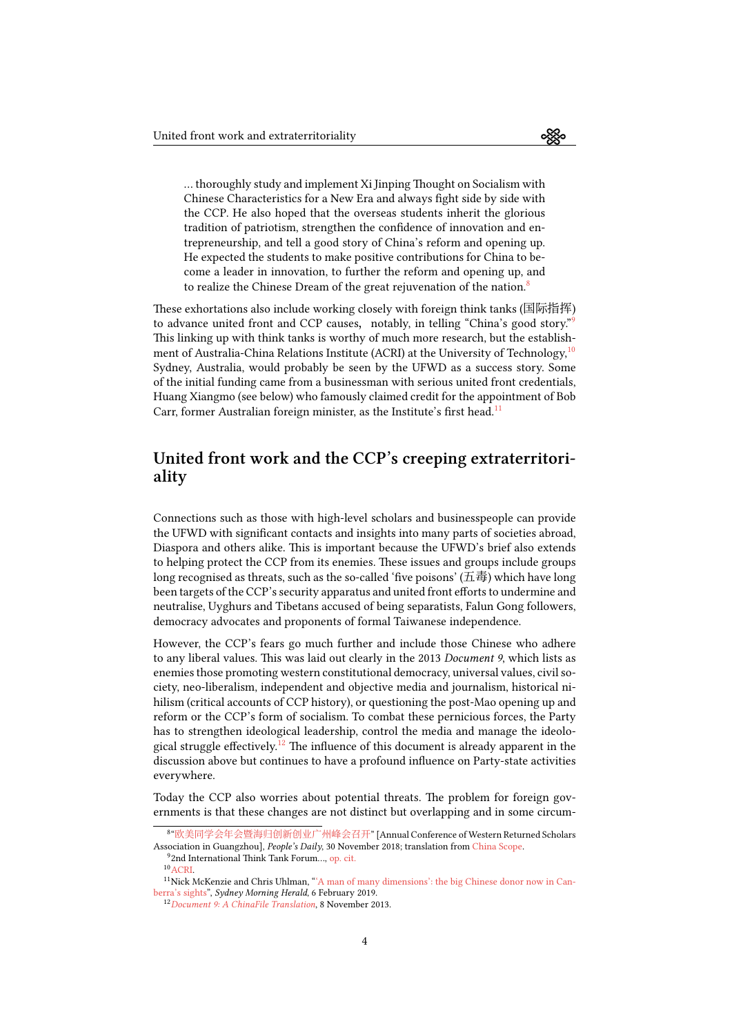> ... thoroughly study and implement Xi Jinping Thought on Socialism with Chinese Characteristics for a New Era and always fight side by side with the CCP. He also hoped that the overseas students inherit the glorious tradition of patriotism, strengthen the confidence of innovation and entrepreneurship, and tell a good story of China's reform and opening up. He expected the students to make positive contributions for China to become a leader in innovation, to further the reform and opening up, and to realize the Chinese Dream of the great rejuvenation of the nation.[8]

These exhortations also include working closely with foreign think tanks (国际指挥) to advance united front and CCP causes, notably, in telling "China's good story."[9] This linking up with think tanks is worthy of much more research, but the establishment of Australia-China Relations Institute (ACRI) at the University of Technology,[10] Sydney, Australia, would probably be seen by the UFWD as a success story. Some of the initial funding came from a businessman with serious united front credentials, Huang Xiangmo (see below) who famously claimed credit for the appointment of Bob Carr, former Australian foreign minister, as the Institute's first head.[11]

## United front work and the CCP's creeping extraterritoriality

Connections such as those with high-level scholars and businesspeople can provide the UFWD with significant contacts and insights into many parts of societies abroad, Diaspora and others alike. This is important because the UFWD's brief also extends to helping protect the CCP from its enemies. These issues and groups include groups long recognised as threats, such as the so-called 'five poisons' (五毒) which have long been targets of the CCP's security apparatus and united front efforts to undermine and neutralise, Uyghurs and Tibetans accused of being separatists, Falun Gong followers, democracy advocates and proponents of formal Taiwanese independence.

However, the CCP's fears go much further and include those Chinese who adhere to any liberal values. This was laid out clearly in the 2013 *Document 9*, which lists as enemies those promoting western constitutional democracy, universal values, civil society, neo-liberalism, independent and objective media and journalism, historical nihilism (critical accounts of CCP history), or questioning the post-Mao opening up and reform or the CCP's form of socialism. To combat these pernicious forces, the Party has to strengthen ideological leadership, control the media and manage the ideological struggle effectively.[12] The influence of this document is already apparent in the discussion above but continues to have a profound influence on Party-state activities everywhere.

Today the CCP also worries about potential threats. The problem for foreign governments is that these changes are not distinct but overlapping and in some circum-

---

[8] "欧美同学会年会暨海归创新创业广州峰会召开" [Annual Conference of Western Returned Scholars Association in Guangzhou], *People's Daily*, 30 November 2018; translation from China Scope.

[9] 2nd International Think Tank Forum..., op. cit.

[10] ACRI.

[11] Nick McKenzie and Chris Uhlman, "'A man of many dimensions': the big Chinese donor now in Canberra's sights", *Sydney Morning Herald*, 6 February 2019.

[12] *Document 9: A ChinaFile Translation*, 8 November 2013.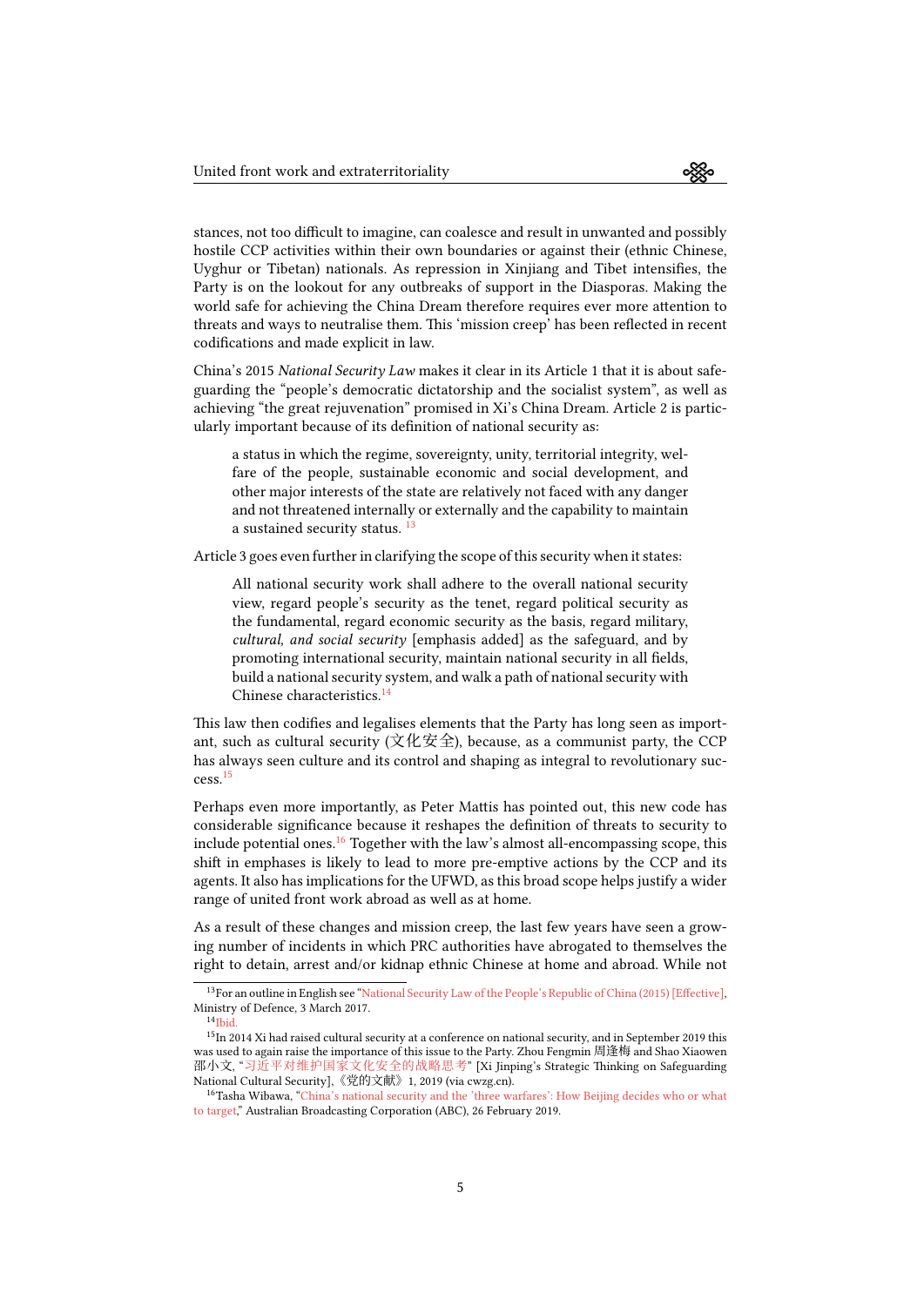stances, not too difficult to imagine, can coalesce and result in unwanted and possibly hostile CCP activities within their own boundaries or against their (ethnic Chinese, Uyghur or Tibetan) nationals. As repression in Xinjiang and Tibet intensifies, the Party is on the lookout for any outbreaks of support in the Diasporas. Making the world safe for achieving the China Dream therefore requires ever more attention to threats and ways to neutralise them. This 'mission creep' has been reflected in recent codifications and made explicit in law.

China's 2015 *National Security Law* makes it clear in its Article 1 that it is about safeguarding the "people's democratic dictatorship and the socialist system", as well as achieving "the great rejuvenation" promised in Xi's China Dream. Article 2 is particularly important because of its definition of national security as:

> a status in which the regime, sovereignty, unity, territorial integrity, welfare of the people, sustainable economic and social development, and other major interests of the state are relatively not faced with any danger and not threatened internally or externally and the capability to maintain a sustained security status. [13]

Article 3 goes even further in clarifying the scope of this security when it states:

> All national security work shall adhere to the overall national security view, regard people's security as the tenet, regard political security as the fundamental, regard economic security as the basis, regard military, *cultural, and social security* [emphasis added] as the safeguard, and by promoting international security, maintain national security in all fields, build a national security system, and walk a path of national security with Chinese characteristics.[14]

This law then codifies and legalises elements that the Party has long seen as important, such as cultural security (文化安全), because, as a communist party, the CCP has always seen culture and its control and shaping as integral to revolutionary success.[15]

Perhaps even more importantly, as Peter Mattis has pointed out, this new code has considerable significance because it reshapes the definition of threats to security to include potential ones.[16] Together with the law's almost all-encompassing scope, this shift in emphases is likely to lead to more pre-emptive actions by the CCP and its agents. It also has implications for the UFWD, as this broad scope helps justify a wider range of united front work abroad as well as at home.

As a result of these changes and mission creep, the last few years have seen a growing number of incidents in which PRC authorities have abrogated to themselves the right to detain, arrest and/or kidnap ethnic Chinese at home and abroad. While not

---

[13] For an outline in English see "National Security Law of the People's Republic of China (2015) [Effective]", Ministry of Defence, 3 March 2017.

[14] Ibid.

[15] In 2014 Xi had raised cultural security at a conference on national security, and in September 2019 this was used to again raise the importance of this issue to the Party. Zhou Fengmin 周逢梅 and Shao Xiaowen 邵小文, "习近平对维护国家文化安全的战略思考" [Xi Jinping's Strategic Thinking on Safeguarding National Cultural Security], 《党的文献》 1, 2019 (via cwzg.cn).

[16] Tasha Wibawa, "China's national security and the 'three warfares': How Beijing decides who or what to target," Australian Broadcasting Corporation (ABC), 26 February 2019.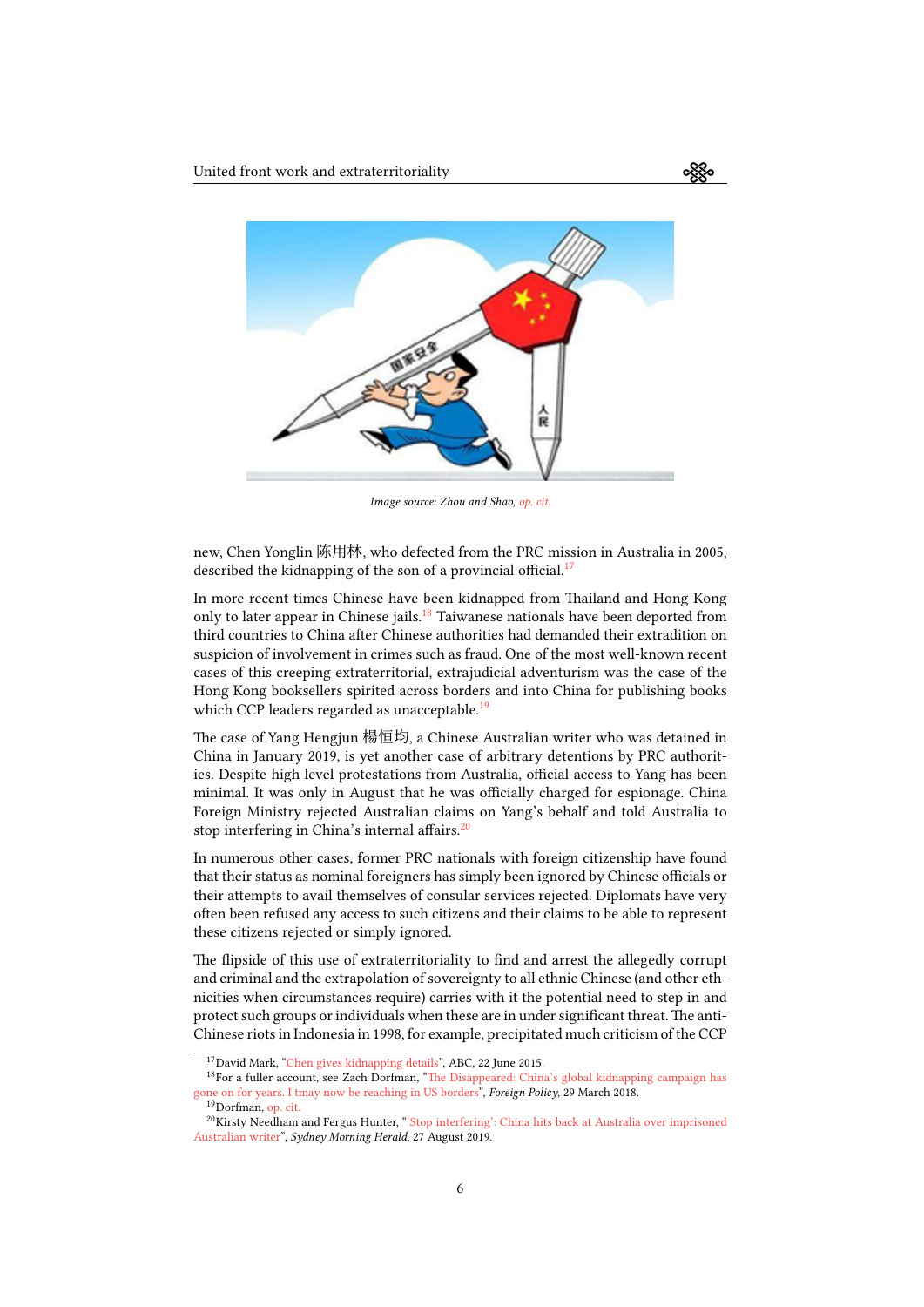*Image source: Zhou and Shao, op. cit.*

new, Chen Yonglin 陈用林, who defected from the PRC mission in Australia in 2005, described the kidnapping of the son of a provincial official.[17]

In more recent times Chinese have been kidnapped from Thailand and Hong Kong only to later appear in Chinese jails.[18] Taiwanese nationals have been deported from third countries to China after Chinese authorities had demanded their extradition on suspicion of involvement in crimes such as fraud. One of the most well-known recent cases of this creeping extraterritorial, extrajudicial adventurism was the case of the Hong Kong booksellers spirited across borders and into China for publishing books which CCP leaders regarded as unacceptable.[19]

The case of Yang Hengjun 楊恒均, a Chinese Australian writer who was detained in China in January 2019, is yet another case of arbitrary detentions by PRC authorities. Despite high level protestations from Australia, official access to Yang has been minimal. It was only in August that he was officially charged for espionage. China Foreign Ministry rejected Australian claims on Yang's behalf and told Australia to stop interfering in China's internal affairs.[20]

In numerous other cases, former PRC nationals with foreign citizenship have found that their status as nominal foreigners has simply been ignored by Chinese officials or their attempts to avail themselves of consular services rejected. Diplomats have very often been refused any access to such citizens and their claims to be able to represent these citizens rejected or simply ignored.

The flipside of this use of extraterritoriality to find and arrest the allegedly corrupt and criminal and the extrapolation of sovereignty to all ethnic Chinese (and other ethnicities when circumstances require) carries with it the potential need to step in and protect such groups or individuals when these are in under significant threat. The anti-Chinese riots in Indonesia in 1998, for example, precipitated much criticism of the CCP

---

[17] David Mark, "Chen gives kidnapping details", ABC, 22 June 2015.

[18] For a fuller account, see Zach Dorfman, "The Disappeared: China's global kidnapping campaign has gone on for years. I tmay now be reaching in US borders", *Foreign Policy*, 29 March 2018.

[19] Dorfman, op. cit.

[20] Kirsty Needham and Fergus Hunter, "'Stop interfering': China hits back at Australia over imprisoned Australian writer", *Sydney Morning Herald*, 27 August 2019.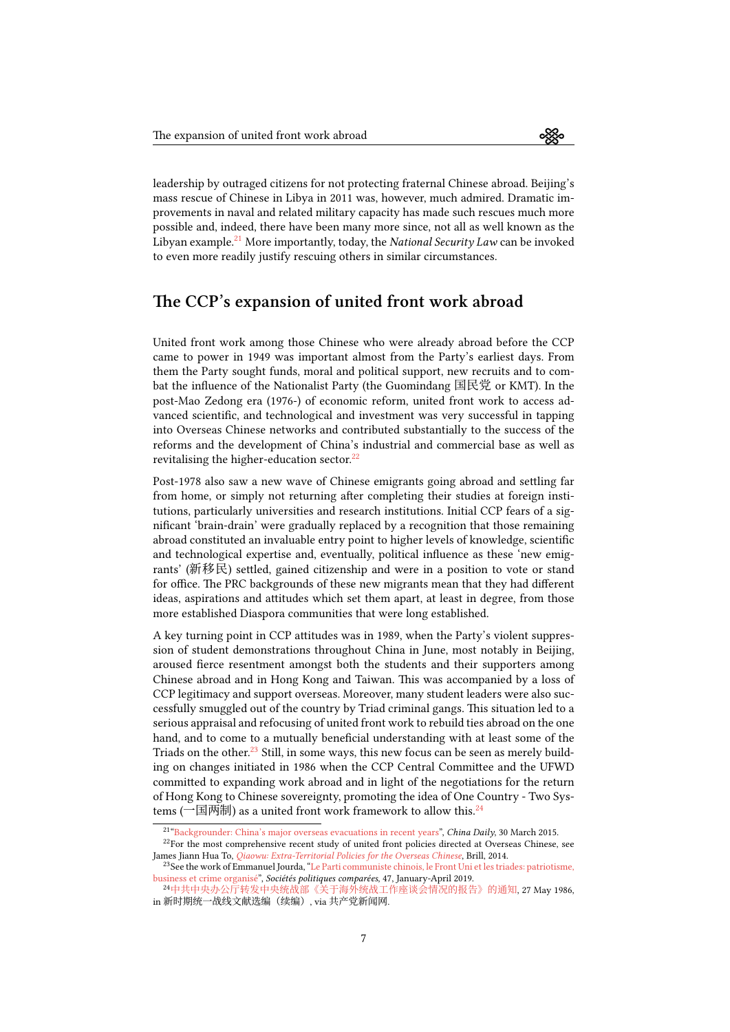leadership by outraged citizens for not protecting fraternal Chinese abroad. Beijing's mass rescue of Chinese in Libya in 2011 was, however, much admired. Dramatic improvements in naval and related military capacity has made such rescues much more possible and, indeed, there have been many more since, not all as well known as the Libyan example.[21] More importantly, today, the *National Security Law* can be invoked to even more readily justify rescuing others in similar circumstances.

## The CCP's expansion of united front work abroad

United front work among those Chinese who were already abroad before the CCP came to power in 1949 was important almost from the Party's earliest days. From them the Party sought funds, moral and political support, new recruits and to combat the influence of the Nationalist Party (the Guomindang 国民党 or KMT). In the post-Mao Zedong era (1976-) of economic reform, united front work to access advanced scientific, and technological and investment was very successful in tapping into Overseas Chinese networks and contributed substantially to the success of the reforms and the development of China's industrial and commercial base as well as revitalising the higher-education sector.[22]

Post-1978 also saw a new wave of Chinese emigrants going abroad and settling far from home, or simply not returning after completing their studies at foreign institutions, particularly universities and research institutions. Initial CCP fears of a significant 'brain-drain' were gradually replaced by a recognition that those remaining abroad constituted an invaluable entry point to higher levels of knowledge, scientific and technological expertise and, eventually, political influence as these 'new emigrants' (新移民) settled, gained citizenship and were in a position to vote or stand for office. The PRC backgrounds of these new migrants mean that they had different ideas, aspirations and attitudes which set them apart, at least in degree, from those more established Diaspora communities that were long established.

A key turning point in CCP attitudes was in 1989, when the Party's violent suppression of student demonstrations throughout China in June, most notably in Beijing, aroused fierce resentment amongst both the students and their supporters among Chinese abroad and in Hong Kong and Taiwan. This was accompanied by a loss of CCP legitimacy and support overseas. Moreover, many student leaders were also successfully smuggled out of the country by Triad criminal gangs. This situation led to a serious appraisal and refocusing of united front work to rebuild ties abroad on the one hand, and to come to a mutually beneficial understanding with at least some of the Triads on the other.[23] Still, in some ways, this new focus can be seen as merely building on changes initiated in 1986 when the CCP Central Committee and the UFWD committed to expanding work abroad and in light of the negotiations for the return of Hong Kong to Chinese sovereignty, promoting the idea of One Country - Two Systems (一国两制) as a united front work framework to allow this.[24]

---

[21] "Backgrounder: China's major overseas evacuations in recent years", *China Daily*, 30 March 2015.

[22] For the most comprehensive recent study of united front policies directed at Overseas Chinese, see James Jiann Hua To, *Qiaowu: Extra-Territorial Policies for the Overseas Chinese*, Brill, 2014.

[23] See the work of Emmanuel Jourda, "Le Parti communiste chinois, le Front Uni et les triades: patriotisme, business et crime organisé", *Sociétés politiques comparées*, 47, January-April 2019.

[24] 中共中央办公厅转发中央统战部《关于海外统战工作座谈会情况的报告》的通知, 27 May 1986, in 新时期统一战线文献选编（续编）, via 共产党新闻网.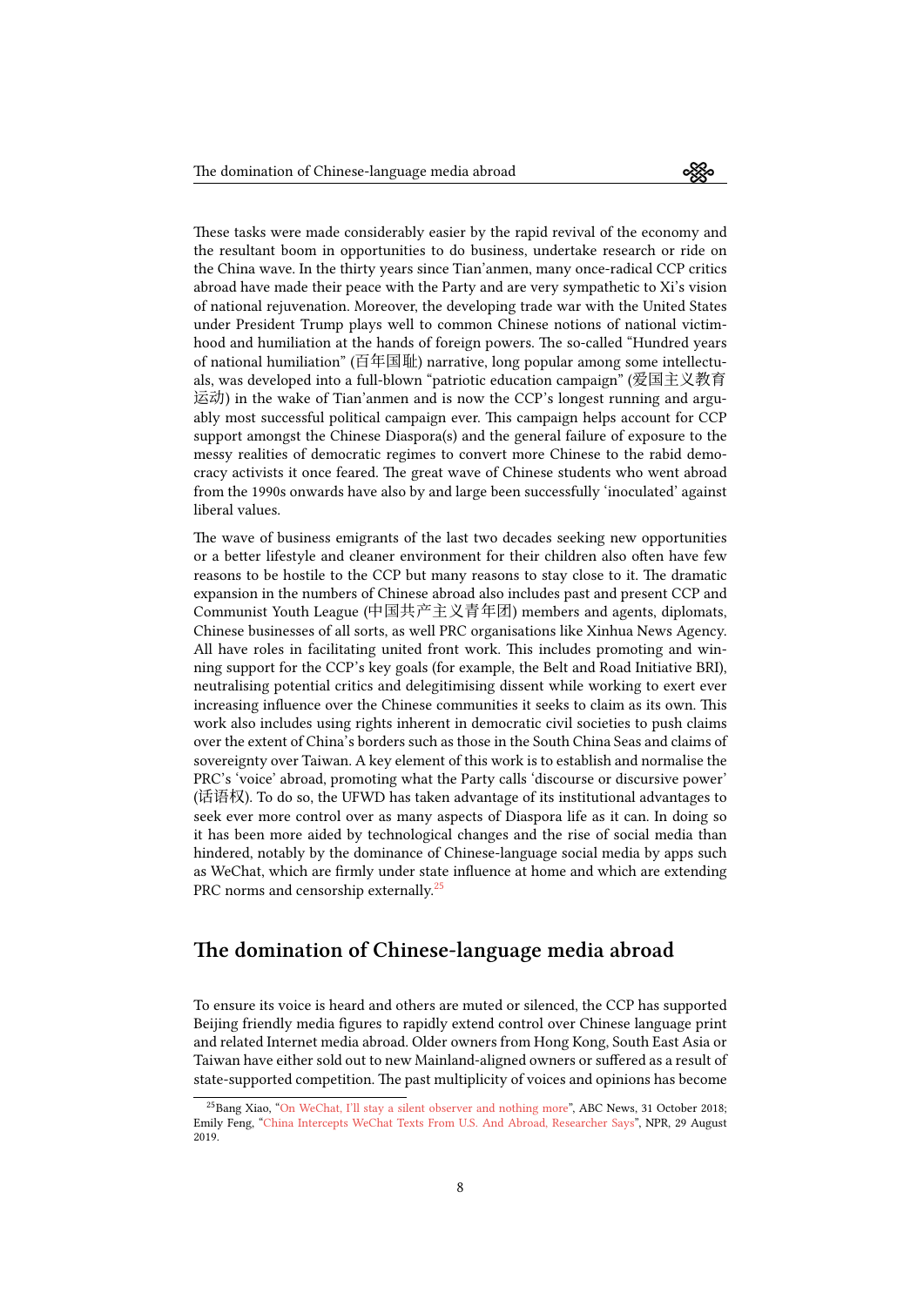These tasks were made considerably easier by the rapid revival of the economy and the resultant boom in opportunities to do business, undertake research or ride on the China wave. In the thirty years since Tian'anmen, many once-radical CCP critics abroad have made their peace with the Party and are very sympathetic to Xi's vision of national rejuvenation. Moreover, the developing trade war with the United States under President Trump plays well to common Chinese notions of national victimhood and humiliation at the hands of foreign powers. The so-called "Hundred years of national humiliation" (百年国耻) narrative, long popular among some intellectuals, was developed into a full-blown "patriotic education campaign" (爱国主义教育运动) in the wake of Tian'anmen and is now the CCP's longest running and arguably most successful political campaign ever. This campaign helps account for CCP support amongst the Chinese Diaspora(s) and the general failure of exposure to the messy realities of democratic regimes to convert more Chinese to the rabid democracy activists it once feared. The great wave of Chinese students who went abroad from the 1990s onwards have also by and large been successfully 'inoculated' against liberal values.

The wave of business emigrants of the last two decades seeking new opportunities or a better lifestyle and cleaner environment for their children also often have few reasons to be hostile to the CCP but many reasons to stay close to it. The dramatic expansion in the numbers of Chinese abroad also includes past and present CCP and Communist Youth League (中国共产主义青年团) members and agents, diplomats, Chinese businesses of all sorts, as well PRC organisations like Xinhua News Agency. All have roles in facilitating united front work. This includes promoting and winning support for the CCP's key goals (for example, the Belt and Road Initiative BRI), neutralising potential critics and delegitimising dissent while working to exert ever increasing influence over the Chinese communities it seeks to claim as its own. This work also includes using rights inherent in democratic civil societies to push claims over the extent of China's borders such as those in the South China Seas and claims of sovereignty over Taiwan. A key element of this work is to establish and normalise the PRC's 'voice' abroad, promoting what the Party calls 'discourse or discursive power' (话语权). To do so, the UFWD has taken advantage of its institutional advantages to seek ever more control over as many aspects of Diaspora life as it can. In doing so it has been more aided by technological changes and the rise of social media than hindered, notably by the dominance of Chinese-language social media by apps such as WeChat, which are firmly under state influence at home and which are extending PRC norms and censorship externally.[25]

## The domination of Chinese-language media abroad

To ensure its voice is heard and others are muted or silenced, the CCP has supported Beijing friendly media figures to rapidly extend control over Chinese language print and related Internet media abroad. Older owners from Hong Kong, South East Asia or Taiwan have either sold out to new Mainland-aligned owners or suffered as a result of state-supported competition. The past multiplicity of voices and opinions has become

[25] Bang Xiao, "On WeChat, I'll stay a silent observer and nothing more", ABC News, 31 October 2018; Emily Feng, "China Intercepts WeChat Texts From U.S. And Abroad, Researcher Says", NPR, 29 August 2019.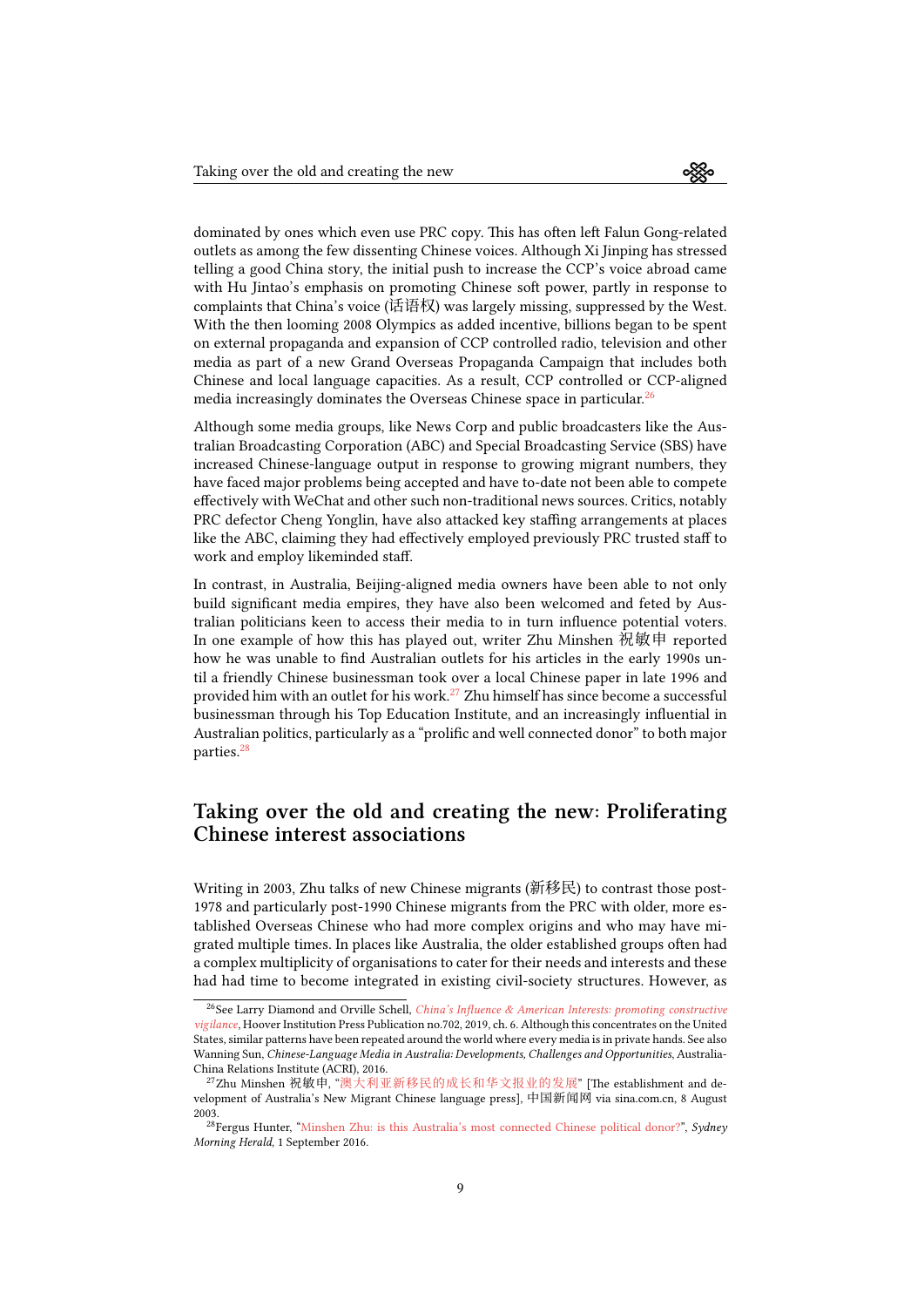dominated by ones which even use PRC copy. This has often left Falun Gong-related outlets as among the few dissenting Chinese voices. Although Xi Jinping has stressed telling a good China story, the initial push to increase the CCP's voice abroad came with Hu Jintao's emphasis on promoting Chinese soft power, partly in response to complaints that China's voice (话语权) was largely missing, suppressed by the West. With the then looming 2008 Olympics as added incentive, billions began to be spent on external propaganda and expansion of CCP controlled radio, television and other media as part of a new Grand Overseas Propaganda Campaign that includes both Chinese and local language capacities. As a result, CCP controlled or CCP-aligned media increasingly dominates the Overseas Chinese space in particular.[26]

Although some media groups, like News Corp and public broadcasters like the Australian Broadcasting Corporation (ABC) and Special Broadcasting Service (SBS) have increased Chinese-language output in response to growing migrant numbers, they have faced major problems being accepted and have to-date not been able to compete effectively with WeChat and other such non-traditional news sources. Critics, notably PRC defector Cheng Yonglin, have also attacked key staffing arrangements at places like the ABC, claiming they had effectively employed previously PRC trusted staff to work and employ likeminded staff.

In contrast, in Australia, Beijing-aligned media owners have been able to not only build significant media empires, they have also been welcomed and feted by Australian politicians keen to access their media to in turn influence potential voters. In one example of how this has played out, writer Zhu Minshen 祝敏申 reported how he was unable to find Australian outlets for his articles in the early 1990s until a friendly Chinese businessman took over a local Chinese paper in late 1996 and provided him with an outlet for his work.[27] Zhu himself has since become a successful businessman through his Top Education Institute, and an increasingly influential in Australian politics, particularly as a "prolific and well connected donor" to both major parties.[28]

## Taking over the old and creating the new: Proliferating Chinese interest associations

Writing in 2003, Zhu talks of new Chinese migrants (新移民) to contrast those post-1978 and particularly post-1990 Chinese migrants from the PRC with older, more established Overseas Chinese who had more complex origins and who may have migrated multiple times. In places like Australia, the older established groups often had a complex multiplicity of organisations to cater for their needs and interests and these had had time to become integrated in existing civil-society structures. However, as

[26] See Larry Diamond and Orville Schell, *China's Influence & American Interests: promoting constructive vigilance*, Hoover Institution Press Publication no.702, 2019, ch. 6. Although this concentrates on the United States, similar patterns have been repeated around the world where every media is in private hands. See also Wanning Sun, *Chinese-Language Media in Australia: Developments, Challenges and Opportunities*, Australia-China Relations Institute (ACRI), 2016.

[27] Zhu Minshen 祝敏申, "澳大利亚新移民的成长和华文报业的发展" [The establishment and development of Australia's New Migrant Chinese language press], 中国新闻网 via sina.com.cn, 8 August 2003.

[28] Fergus Hunter, "Minshen Zhu: is this Australia's most connected Chinese political donor?", *Sydney Morning Herald*, 1 September 2016.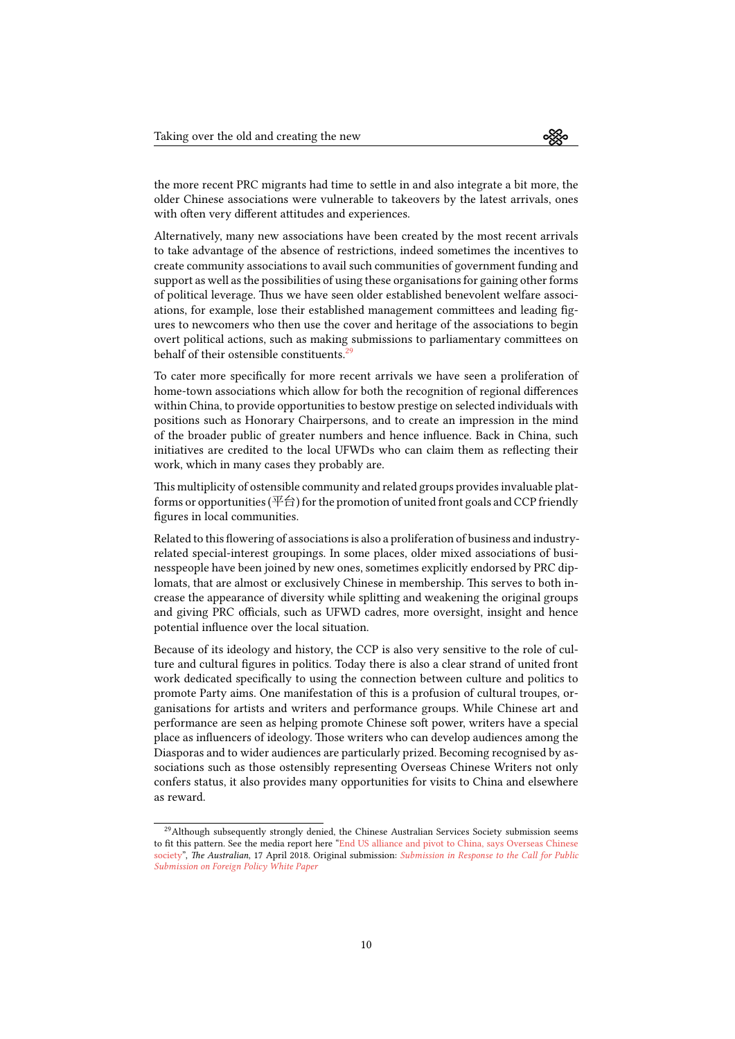the more recent PRC migrants had time to settle in and also integrate a bit more, the older Chinese associations were vulnerable to takeovers by the latest arrivals, ones with often very different attitudes and experiences.

Alternatively, many new associations have been created by the most recent arrivals to take advantage of the absence of restrictions, indeed sometimes the incentives to create community associations to avail such communities of government funding and support as well as the possibilities of using these organisations for gaining other forms of political leverage. Thus we have seen older established benevolent welfare associations, for example, lose their established management committees and leading figures to newcomers who then use the cover and heritage of the associations to begin overt political actions, such as making submissions to parliamentary committees on behalf of their ostensible constituents.[29]

To cater more specifically for more recent arrivals we have seen a proliferation of home-town associations which allow for both the recognition of regional differences within China, to provide opportunities to bestow prestige on selected individuals with positions such as Honorary Chairpersons, and to create an impression in the mind of the broader public of greater numbers and hence influence. Back in China, such initiatives are credited to the local UFWDs who can claim them as reflecting their work, which in many cases they probably are.

This multiplicity of ostensible community and related groups provides invaluable platforms or opportunities (平台) for the promotion of united front goals and CCP friendly figures in local communities.

Related to this flowering of associations is also a proliferation of business and industry-related special-interest groupings. In some places, older mixed associations of businesspeople have been joined by new ones, sometimes explicitly endorsed by PRC diplomats, that are almost or exclusively Chinese in membership. This serves to both increase the appearance of diversity while splitting and weakening the original groups and giving PRC officials, such as UFWD cadres, more oversight, insight and hence potential influence over the local situation.

Because of its ideology and history, the CCP is also very sensitive to the role of culture and cultural figures in politics. Today there is also a clear strand of united front work dedicated specifically to using the connection between culture and politics to promote Party aims. One manifestation of this is a profusion of cultural troupes, organisations for artists and writers and performance groups. While Chinese art and performance are seen as helping promote Chinese soft power, writers have a special place as influencers of ideology. Those writers who can develop audiences among the Diasporas and to wider audiences are particularly prized. Becoming recognised by associations such as those ostensibly representing Overseas Chinese Writers not only confers status, it also provides many opportunities for visits to China and elsewhere as reward.

---

[29] Although subsequently strongly denied, the Chinese Australian Services Society submission seems to fit this pattern. See the media report here "End US alliance and pivot to China, says Overseas Chinese society", *The Australian*, 17 April 2018. Original submission: *Submission in Response to the Call for Public Submission on Foreign Policy White Paper*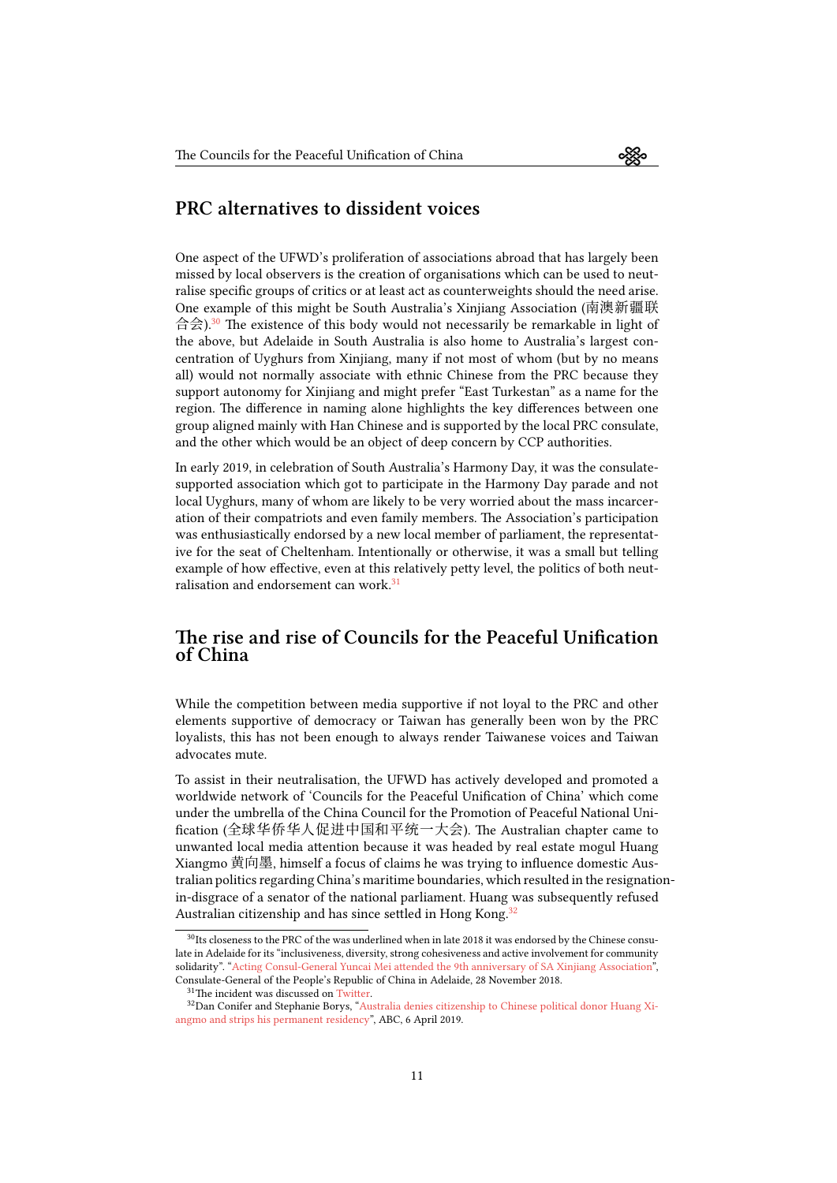## PRC alternatives to dissident voices

One aspect of the UFWD's proliferation of associations abroad that has largely been missed by local observers is the creation of organisations which can be used to neutralise specific groups of critics or at least act as counterweights should the need arise. One example of this might be South Australia's Xinjiang Association (南澳新疆联合会).[30] The existence of this body would not necessarily be remarkable in light of the above, but Adelaide in South Australia is also home to Australia's largest concentration of Uyghurs from Xinjiang, many if not most of whom (but by no means all) would not normally associate with ethnic Chinese from the PRC because they support autonomy for Xinjiang and might prefer "East Turkestan" as a name for the region. The difference in naming alone highlights the key differences between one group aligned mainly with Han Chinese and is supported by the local PRC consulate, and the other which would be an object of deep concern by CCP authorities.

In early 2019, in celebration of South Australia's Harmony Day, it was the consulate-supported association which got to participate in the Harmony Day parade and not local Uyghurs, many of whom are likely to be very worried about the mass incarceration of their compatriots and even family members. The Association's participation was enthusiastically endorsed by a new local member of parliament, the representative for the seat of Cheltenham. Intentionally or otherwise, it was a small but telling example of how effective, even at this relatively petty level, the politics of both neutralisation and endorsement can work.[31]

## The rise and rise of Councils for the Peaceful Unification of China

While the competition between media supportive if not loyal to the PRC and other elements supportive of democracy or Taiwan has generally been won by the PRC loyalists, this has not been enough to always render Taiwanese voices and Taiwan advocates mute.

To assist in their neutralisation, the UFWD has actively developed and promoted a worldwide network of 'Councils for the Peaceful Unification of China' which come under the umbrella of the China Council for the Promotion of Peaceful National Unification (全球华侨华人促进中国和平统一大会). The Australian chapter came to unwanted local media attention because it was headed by real estate mogul Huang Xiangmo 黄向墨, himself a focus of claims he was trying to influence domestic Australian politics regarding China's maritime boundaries, which resulted in the resignation-in-disgrace of a senator of the national parliament. Huang was subsequently refused Australian citizenship and has since settled in Hong Kong.[32]

---

[30] Its closeness to the PRC of the was underlined when in late 2018 it was endorsed by the Chinese consulate in Adelaide for its "inclusiveness, diversity, strong cohesiveness and active involvement for community solidarity". "Acting Consul-General Yuncai Mei attended the 9th anniversary of SA Xinjiang Association", Consulate-General of the People's Republic of China in Adelaide, 28 November 2018.

[31] The incident was discussed on Twitter.

[32] Dan Conifer and Stephanie Borys, "Australia denies citizenship to Chinese political donor Huang Xiangmo and strips his permanent residency", ABC, 6 April 2019.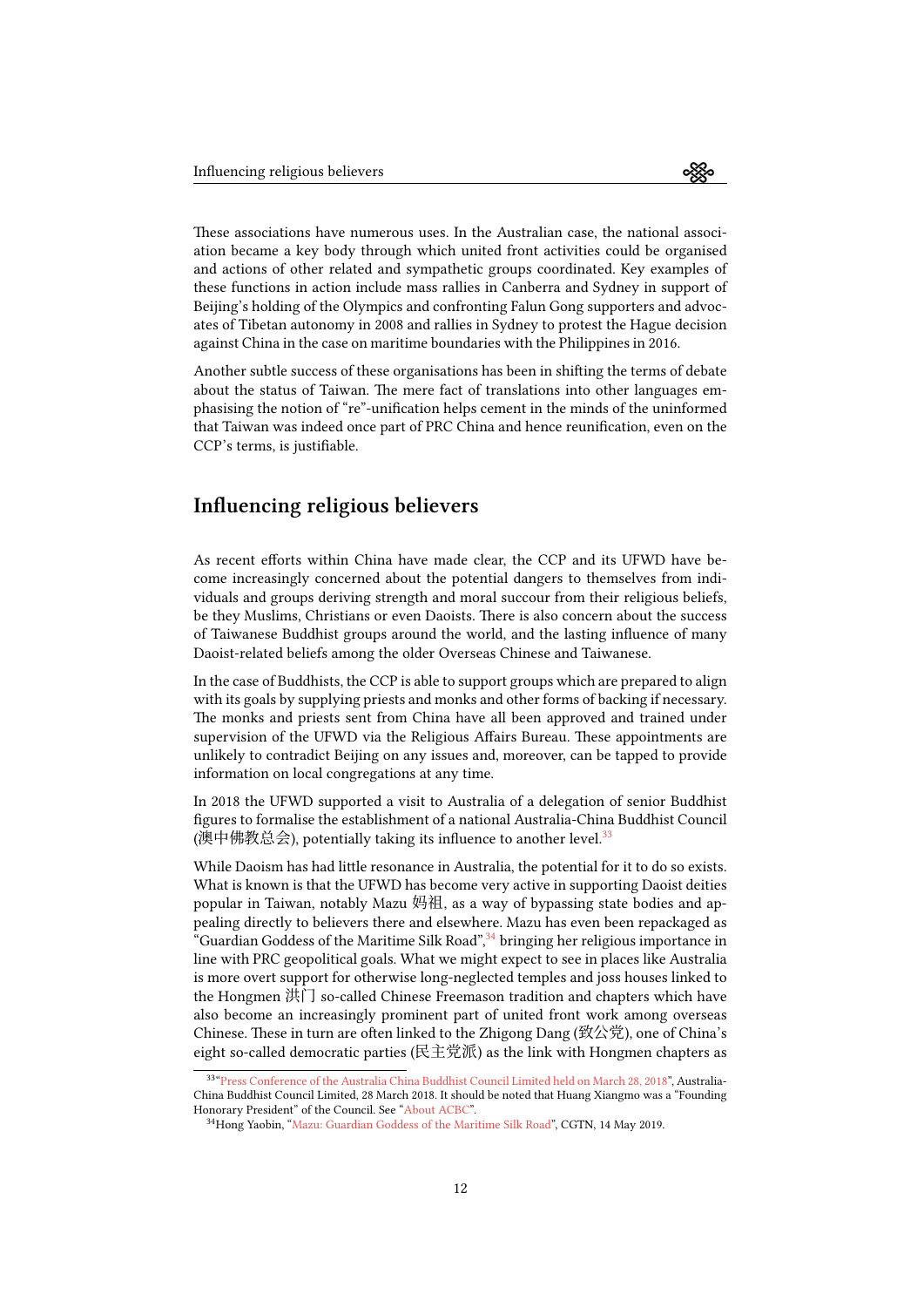These associations have numerous uses. In the Australian case, the national association became a key body through which united front activities could be organised and actions of other related and sympathetic groups coordinated. Key examples of these functions in action include mass rallies in Canberra and Sydney in support of Beijing's holding of the Olympics and confronting Falun Gong supporters and advocates of Tibetan autonomy in 2008 and rallies in Sydney to protest the Hague decision against China in the case on maritime boundaries with the Philippines in 2016.

Another subtle success of these organisations has been in shifting the terms of debate about the status of Taiwan. The mere fact of translations into other languages emphasising the notion of "re"-unification helps cement in the minds of the uninformed that Taiwan was indeed once part of PRC China and hence reunification, even on the CCP's terms, is justifiable.

## Influencing religious believers

As recent efforts within China have made clear, the CCP and its UFWD have become increasingly concerned about the potential dangers to themselves from individuals and groups deriving strength and moral succour from their religious beliefs, be they Muslims, Christians or even Daoists. There is also concern about the success of Taiwanese Buddhist groups around the world, and the lasting influence of many Daoist-related beliefs among the older Overseas Chinese and Taiwanese.

In the case of Buddhists, the CCP is able to support groups which are prepared to align with its goals by supplying priests and monks and other forms of backing if necessary. The monks and priests sent from China have all been approved and trained under supervision of the UFWD via the Religious Affairs Bureau. These appointments are unlikely to contradict Beijing on any issues and, moreover, can be tapped to provide information on local congregations at any time.

In 2018 the UFWD supported a visit to Australia of a delegation of senior Buddhist figures to formalise the establishment of a national Australia-China Buddhist Council (澳中佛教总会), potentially taking its influence to another level.[33]

While Daoism has had little resonance in Australia, the potential for it to do so exists. What is known is that the UFWD has become very active in supporting Daoist deities popular in Taiwan, notably Mazu 妈祖, as a way of bypassing state bodies and appealing directly to believers there and elsewhere. Mazu has even been repackaged as "Guardian Goddess of the Maritime Silk Road",[34] bringing her religious importance in line with PRC geopolitical goals. What we might expect to see in places like Australia is more overt support for otherwise long-neglected temples and joss houses linked to the Hongmen 洪门 so-called Chinese Freemason tradition and chapters which have also become an increasingly prominent part of united front work among overseas Chinese. These in turn are often linked to the Zhigong Dang (致公党), one of China's eight so-called democratic parties (民主党派) as the link with Hongmen chapters as

---

[33] "Press Conference of the Australia China Buddhist Council Limited held on March 28, 2018", Australia-China Buddhist Council Limited, 28 March 2018. It should be noted that Huang Xiangmo was a "Founding Honorary President" of the Council. See "About ACBC".

[34] Hong Yaobin, "Mazu: Guardian Goddess of the Maritime Silk Road", CGTN, 14 May 2019.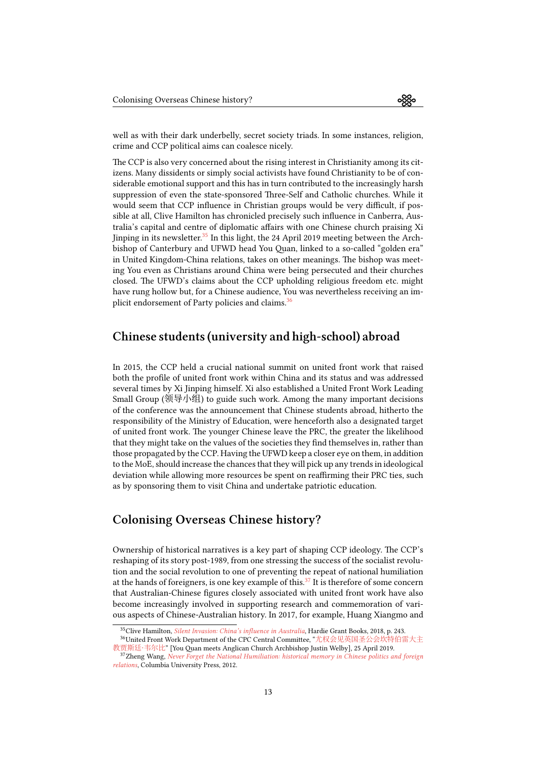well as with their dark underbelly, secret society triads. In some instances, religion, crime and CCP political aims can coalesce nicely.

The CCP is also very concerned about the rising interest in Christianity among its citizens. Many dissidents or simply social activists have found Christianity to be of considerable emotional support and this has in turn contributed to the increasingly harsh suppression of even the state-sponsored Three-Self and Catholic churches. While it would seem that CCP influence in Christian groups would be very difficult, if possible at all, Clive Hamilton has chronicled precisely such influence in Canberra, Australia's capital and centre of diplomatic affairs with one Chinese church praising Xi Jinping in its newsletter.[35] In this light, the 24 April 2019 meeting between the Archbishop of Canterbury and UFWD head You Quan, linked to a so-called "golden era" in United Kingdom-China relations, takes on other meanings. The bishop was meeting You even as Christians around China were being persecuted and their churches closed. The UFWD's claims about the CCP upholding religious freedom etc. might have rung hollow but, for a Chinese audience, You was nevertheless receiving an implicit endorsement of Party policies and claims.[36]

## Chinese students (university and high-school) abroad

In 2015, the CCP held a crucial national summit on united front work that raised both the profile of united front work within China and its status and was addressed several times by Xi Jinping himself. Xi also established a United Front Work Leading Small Group (领导小组) to guide such work. Among the many important decisions of the conference was the announcement that Chinese students abroad, hitherto the responsibility of the Ministry of Education, were henceforth also a designated target of united front work. The younger Chinese leave the PRC, the greater the likelihood that they might take on the values of the societies they find themselves in, rather than those propagated by the CCP. Having the UFWD keep a closer eye on them, in addition to the MoE, should increase the chances that they will pick up any trends in ideological deviation while allowing more resources be spent on reaffirming their PRC ties, such as by sponsoring them to visit China and undertake patriotic education.

## Colonising Overseas Chinese history?

Ownership of historical narratives is a key part of shaping CCP ideology. The CCP's reshaping of its story post-1989, from one stressing the success of the socialist revolution and the social revolution to one of preventing the repeat of national humiliation at the hands of foreigners, is one key example of this.[37] It is therefore of some concern that Australian-Chinese figures closely associated with united front work have also become increasingly involved in supporting research and commemoration of various aspects of Chinese-Australian history. In 2017, for example, Huang Xiangmo and

---

[35] Clive Hamilton, *Silent Invasion: China's influence in Australia*, Hardie Grant Books, 2018, p. 243.

[36] United Front Work Department of the CPC Central Committee, "尤权会见英国圣公会坎特伯雷大主教贾斯廷·韦尔比" [You Quan meets Anglican Church Archbishop Justin Welby], 25 April 2019.

[37] Zheng Wang, *Never Forget the National Humiliation: historical memory in Chinese politics and foreign relations*, Columbia University Press, 2012.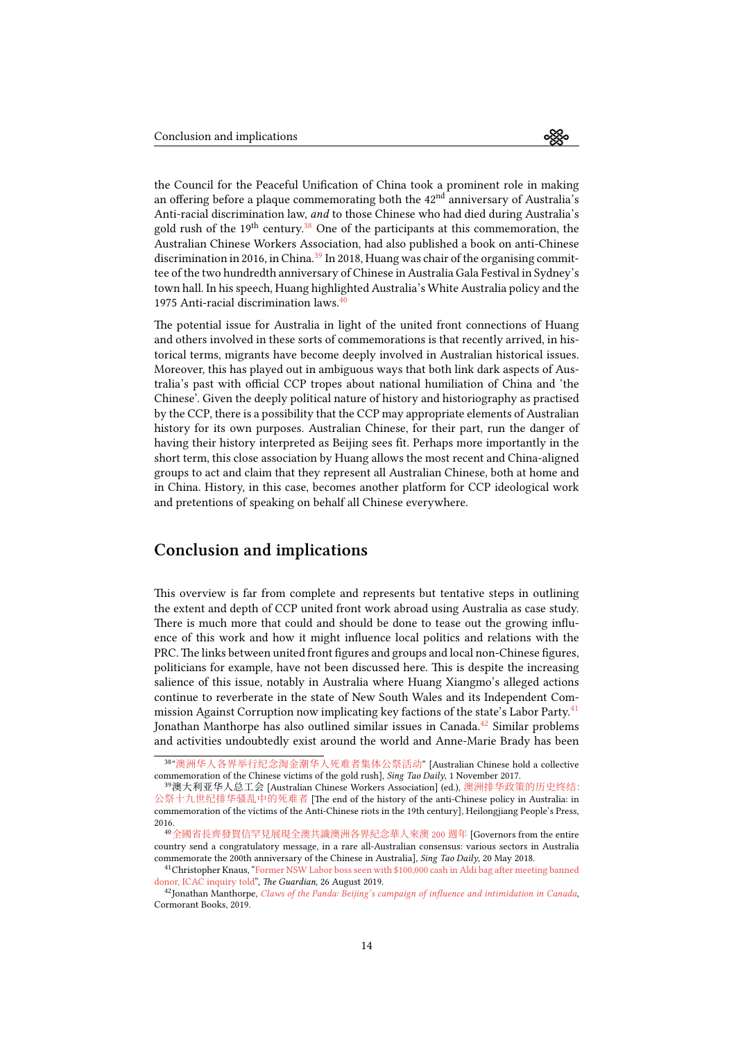the Council for the Peaceful Unification of China took a prominent role in making an offering before a plaque commemorating both the 42nd anniversary of Australia's Anti-racial discrimination law, *and* to those Chinese who had died during Australia's gold rush of the 19th century.[38] One of the participants at this commemoration, the Australian Chinese Workers Association, had also published a book on anti-Chinese discrimination in 2016, in China.[39] In 2018, Huang was chair of the organising committee of the two hundredth anniversary of Chinese in Australia Gala Festival in Sydney's town hall. In his speech, Huang highlighted Australia's White Australia policy and the 1975 Anti-racial discrimination laws.[40]

The potential issue for Australia in light of the united front connections of Huang and others involved in these sorts of commemorations is that recently arrived, in historical terms, migrants have become deeply involved in Australian historical issues. Moreover, this has played out in ambiguous ways that both link dark aspects of Australia's past with official CCP tropes about national humiliation of China and 'the Chinese'. Given the deeply political nature of history and historiography as practised by the CCP, there is a possibility that the CCP may appropriate elements of Australian history for its own purposes. Australian Chinese, for their part, run the danger of having their history interpreted as Beijing sees fit. Perhaps more importantly in the short term, this close association by Huang allows the most recent and China-aligned groups to act and claim that they represent all Australian Chinese, both at home and in China. History, in this case, becomes another platform for CCP ideological work and pretentions of speaking on behalf all Chinese everywhere.

## Conclusion and implications

This overview is far from complete and represents but tentative steps in outlining the extent and depth of CCP united front work abroad using Australia as case study. There is much more that could and should be done to tease out the growing influence of this work and how it might influence local politics and relations with the PRC. The links between united front figures and groups and local non-Chinese figures, politicians for example, have not been discussed here. This is despite the increasing salience of this issue, notably in Australia where Huang Xiangmo's alleged actions continue to reverberate in the state of New South Wales and its Independent Commission Against Corruption now implicating key factions of the state's Labor Party.[41] Jonathan Manthorpe has also outlined similar issues in Canada.[42] Similar problems and activities undoubtedly exist around the world and Anne-Marie Brady has been

---

[38] "澳洲华人各界举行纪念淘金潮华人死难者集体公祭活动" [Australian Chinese hold a collective commemoration of the Chinese victims of the gold rush], *Sing Tao Daily*, 1 November 2017.

[39] 澳大利亚华人总工会 [Australian Chinese Workers Association] (ed.), 澳洲排华政策的历史终结：公祭十九世纪排华骚乱中的死难者 [The end of the history of the anti-Chinese policy in Australia: in commemoration of the victims of the Anti-Chinese riots in the 19th century], Heilongjiang People's Press, 2016.

[40] 全國省長齊發賀信罕見展現全澳共識澳洲各界紀念華人來澳 200 週年 [Governors from the entire country send a congratulatory message, in a rare all-Australian consensus: various sectors in Australia commemorate the 200th anniversary of the Chinese in Australia], *Sing Tao Daily*, 20 May 2018.

[41] Christopher Knaus, "Former NSW Labor boss seen with $100,000 cash in Aldi bag after meeting banned donor, ICAC inquiry told", *The Guardian*, 26 August 2019.

[42] Jonathan Manthorpe, *Claws of the Panda: Beijing's campaign of influence and intimidation in Canada*, Cormorant Books, 2019.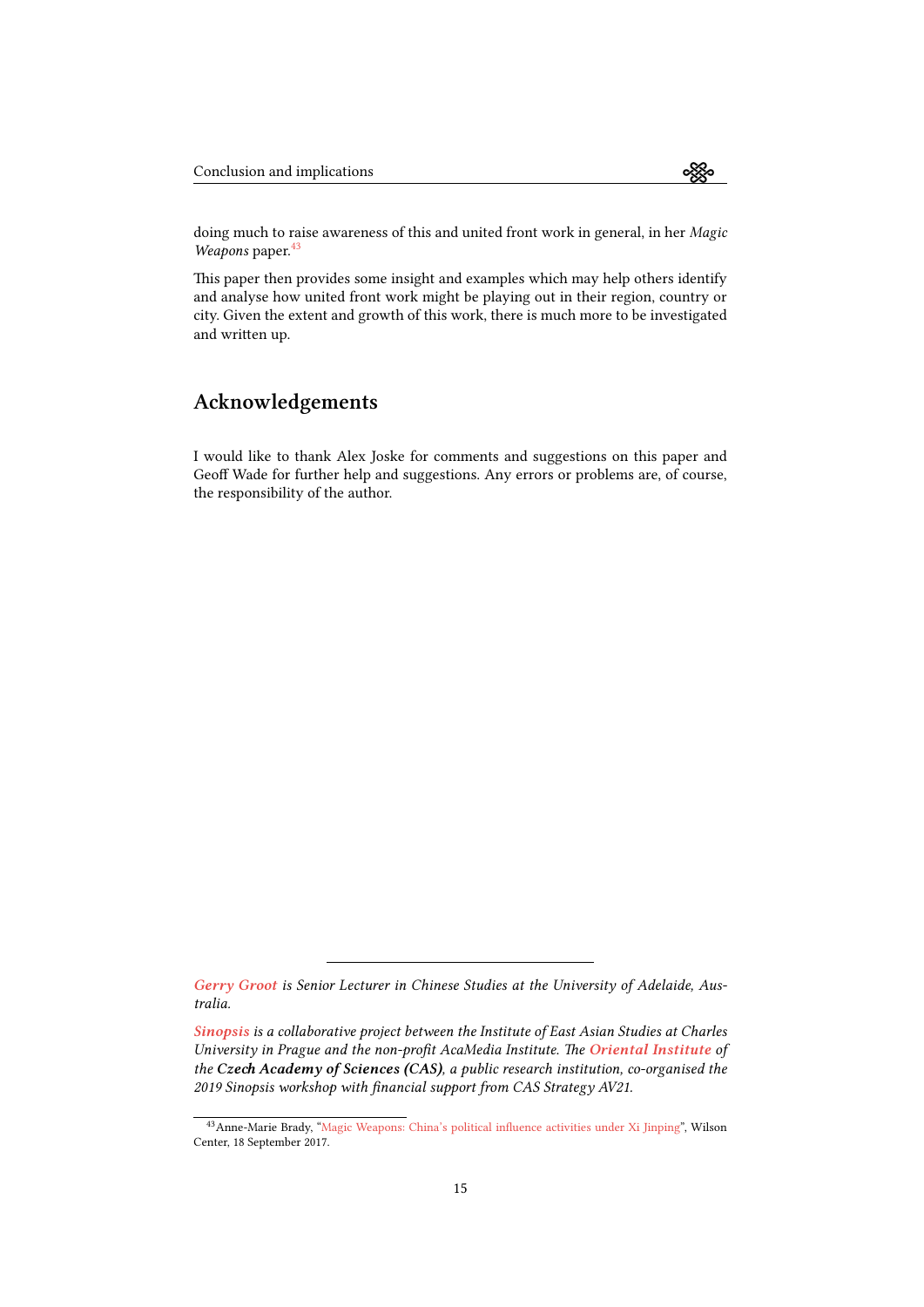doing much to raise awareness of this and united front work in general, in her *Magic Weapons* paper.[43]

This paper then provides some insight and examples which may help others identify and analyse how united front work might be playing out in their region, country or city. Given the extent and growth of this work, there is much more to be investigated and written up.

## Acknowledgements

I would like to thank Alex Joske for comments and suggestions on this paper and Geoff Wade for further help and suggestions. Any errors or problems are, of course, the responsibility of the author.

---

***Gerry Groot*** *is Senior Lecturer in Chinese Studies at the University of Adelaide, Australia.*

***Sinopsis*** *is a collaborative project between the Institute of East Asian Studies at Charles University in Prague and the non-profit AcaMedia Institute. The* ***Oriental Institute*** *of the* ***Czech Academy of Sciences (CAS)****, a public research institution, co-organised the 2019 Sinopsis workshop with financial support from CAS Strategy AV21.*

[43] Anne-Marie Brady, "Magic Weapons: China's political influence activities under Xi Jinping", Wilson Center, 18 September 2017.